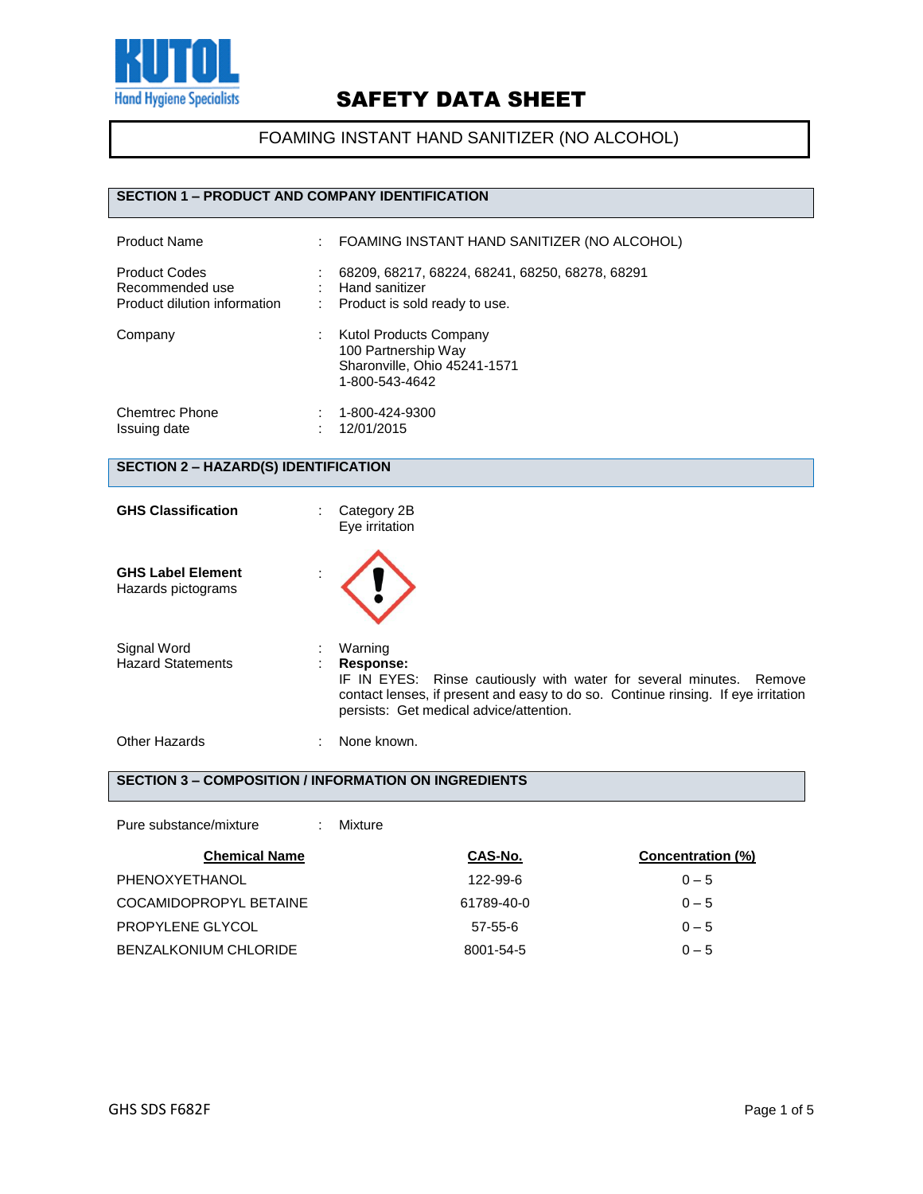KUTOL
Hand Hygiene Specialists

# SAFETY DATA SHEET

FOAMING INSTANT HAND SANITIZER (NO ALCOHOL)

## SECTION 1 – PRODUCT AND COMPANY IDENTIFICATION

Product Name : FOAMING INSTANT HAND SANITIZER (NO ALCOHOL)

Product Codes : 68209, 68217, 68224, 68241, 68250, 68278, 68291
Recommended use : Hand sanitizer
Product dilution information : Product is sold ready to use.

Company : Kutol Products Company
100 Partnership Way
Sharonville, Ohio 45241-1571
1-800-543-4642

Chemtrec Phone : 1-800-424-9300
Issuing date : 12/01/2015

## SECTION 2 – HAZARD(S) IDENTIFICATION

**GHS Classification** : Category 2B
Eye irritation

**GHS Label Element**
Hazards pictograms :

Signal Word : Warning
Hazard Statements : **Response:**
IF IN EYES: Rinse cautiously with water for several minutes. Remove contact lenses, if present and easy to do so. Continue rinsing. If eye irritation persists: Get medical advice/attention.

Other Hazards : None known.

## SECTION 3 – COMPOSITION / INFORMATION ON INGREDIENTS

Pure substance/mixture : Mixture

| Chemical Name | CAS-No. | Concentration (%) |
|---|---|---|
| PHENOXYETHANOL | 122-99-6 | 0 – 5 |
| COCAMIDOPROPYL BETAINE | 61789-40-0 | 0 – 5 |
| PROPYLENE GLYCOL | 57-55-6 | 0 – 5 |
| BENZALKONIUM CHLORIDE | 8001-54-5 | 0 – 5 |

GHS SDS F682F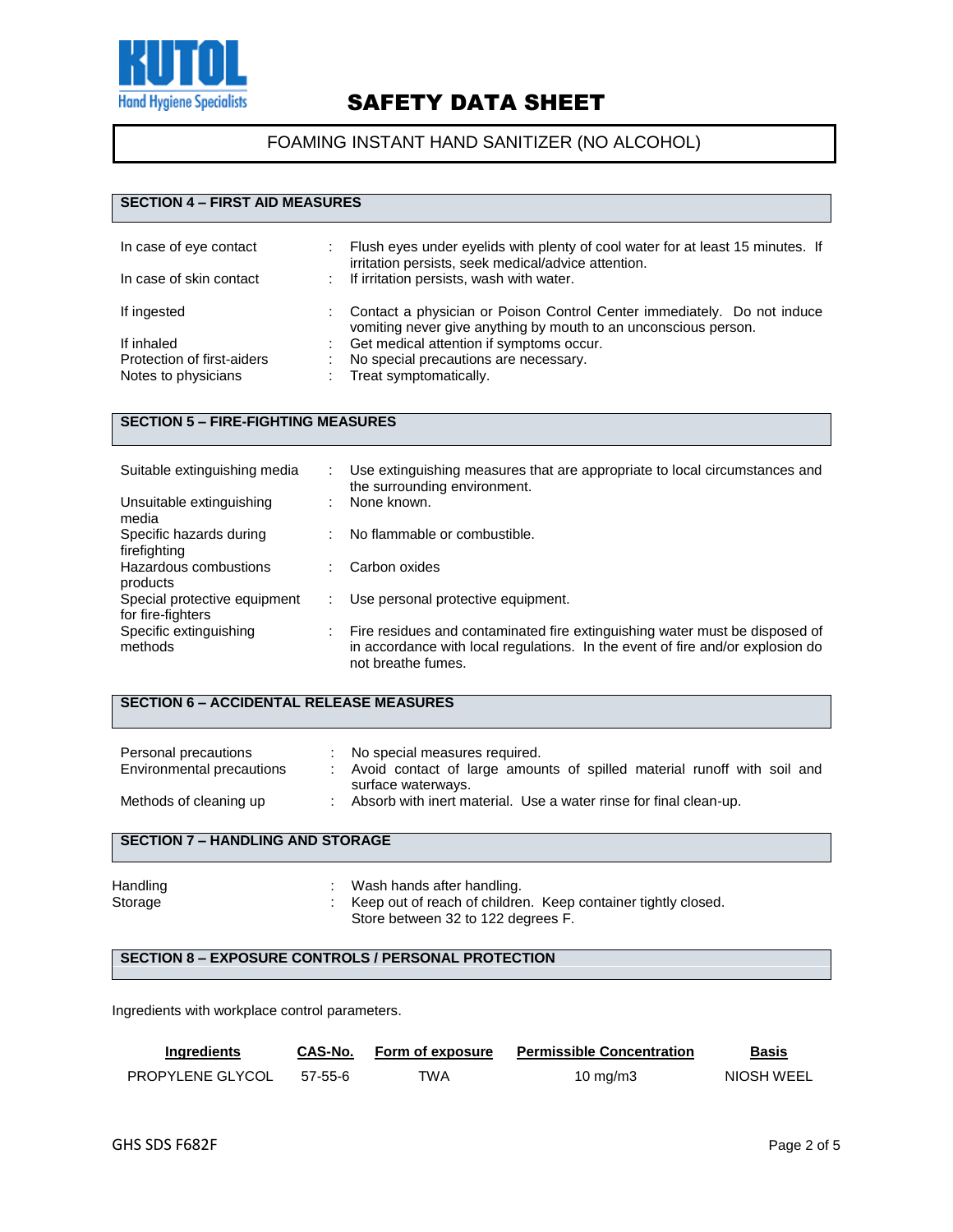## SECTION 4 – FIRST AID MEASURES

| | |
|---|---|
| In case of eye contact | Flush eyes under eyelids with plenty of cool water for at least 15 minutes. If irritation persists, seek medical/advice attention. |
| In case of skin contact | If irritation persists, wash with water. |
| If ingested | Contact a physician or Poison Control Center immediately. Do not induce vomiting never give anything by mouth to an unconscious person. |
| If inhaled | Get medical attention if symptoms occur. |
| Protection of first-aiders | No special precautions are necessary. |
| Notes to physicians | Treat symptomatically. |

## SECTION 5 – FIRE-FIGHTING MEASURES

| | |
|---|---|
| Suitable extinguishing media | Use extinguishing measures that are appropriate to local circumstances and the surrounding environment. |
| Unsuitable extinguishing media | None known. |
| Specific hazards during firefighting | No flammable or combustible. |
| Hazardous combustions products | Carbon oxides |
| Special protective equipment for fire-fighters | Use personal protective equipment. |
| Specific extinguishing methods | Fire residues and contaminated fire extinguishing water must be disposed of in accordance with local regulations. In the event of fire and/or explosion do not breathe fumes. |

## SECTION 6 – ACCIDENTAL RELEASE MEASURES

| | |
|---|---|
| Personal precautions | No special measures required. |
| Environmental precautions | Avoid contact of large amounts of spilled material runoff with soil and surface waterways. |
| Methods of cleaning up | Absorb with inert material. Use a water rinse for final clean-up. |

## SECTION 7 – HANDLING AND STORAGE

| | |
|---|---|
| Handling | Wash hands after handling. |
| Storage | Keep out of reach of children. Keep container tightly closed. Store between 32 to 122 degrees F. |

## SECTION 8 – EXPOSURE CONTROLS / PERSONAL PROTECTION

Ingredients with workplace control parameters.

| Ingredients | CAS-No. | Form of exposure | Permissible Concentration | Basis |
|---|---|---|---|---|
| PROPYLENE GLYCOL | 57-55-6 | TWA | 10 mg/m3 | NIOSH WEEL |

GHS SDS F682F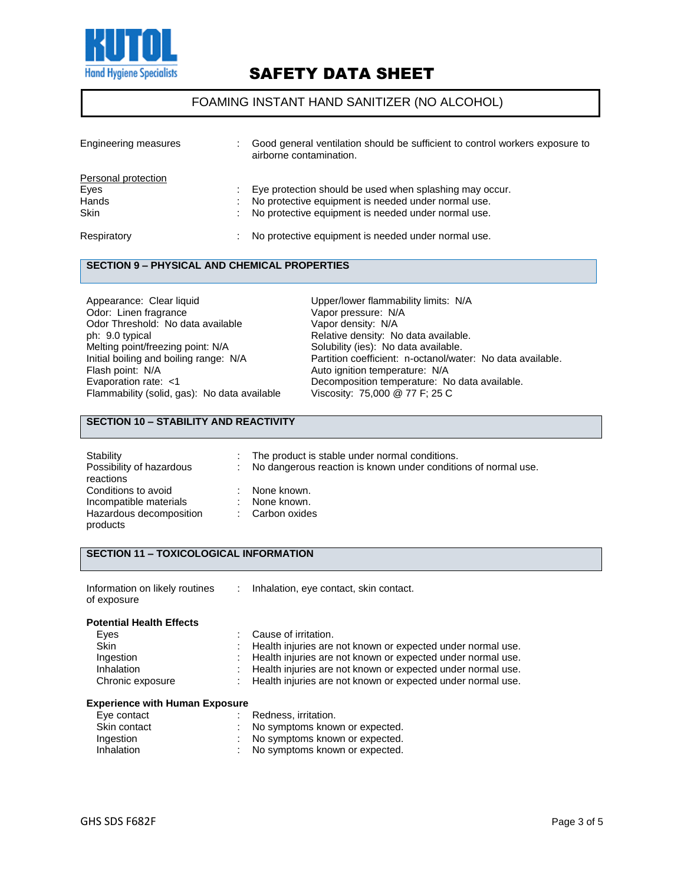| | | |
|---|---|---|
| Engineering measures | : | Good general ventilation should be sufficient to control workers exposure to airborne contamination. |

Personal protection

| | | |
|---|---|---|
| Eyes | : | Eye protection should be used when splashing may occur. |
| Hands | : | No protective equipment is needed under normal use. |
| Skin | : | No protective equipment is needed under normal use. |
| Respiratory | : | No protective equipment is needed under normal use. |

## SECTION 9 – PHYSICAL AND CHEMICAL PROPERTIES

Appearance: Clear liquid
Odor: Linen fragrance
Odor Threshold: No data available
ph: 9.0 typical
Melting point/freezing point: N/A
Initial boiling and boiling range: N/A
Flash point: N/A
Evaporation rate: <1
Flammability (solid, gas): No data available
Upper/lower flammability limits: N/A
Vapor pressure: N/A
Vapor density: N/A
Relative density: No data available.
Solubility (ies): No data available.
Partition coefficient: n-octanol/water: No data available.
Auto ignition temperature: N/A
Decomposition temperature: No data available.
Viscosity: 75,000 @ 77 F; 25 C

## SECTION 10 – STABILITY AND REACTIVITY

| | | |
|---|---|---|
| Stability | : | The product is stable under normal conditions. |
| Possibility of hazardous reactions | : | No dangerous reaction is known under conditions of normal use. |
| Conditions to avoid | : | None known. |
| Incompatible materials | : | None known. |
| Hazardous decomposition products | : | Carbon oxides |

## SECTION 11 – TOXICOLOGICAL INFORMATION

| | | |
|---|---|---|
| Information on likely routines of exposure | : | Inhalation, eye contact, skin contact. |

**Potential Health Effects**

| | | |
|---|---|---|
| Eyes | : | Cause of irritation. |
| Skin | : | Health injuries are not known or expected under normal use. |
| Ingestion | : | Health injuries are not known or expected under normal use. |
| Inhalation | : | Health injuries are not known or expected under normal use. |
| Chronic exposure | : | Health injuries are not known or expected under normal use. |

**Experience with Human Exposure**

| | | |
|---|---|---|
| Eye contact | : | Redness, irritation. |
| Skin contact | : | No symptoms known or expected. |
| Ingestion | : | No symptoms known or expected. |
| Inhalation | : | No symptoms known or expected. |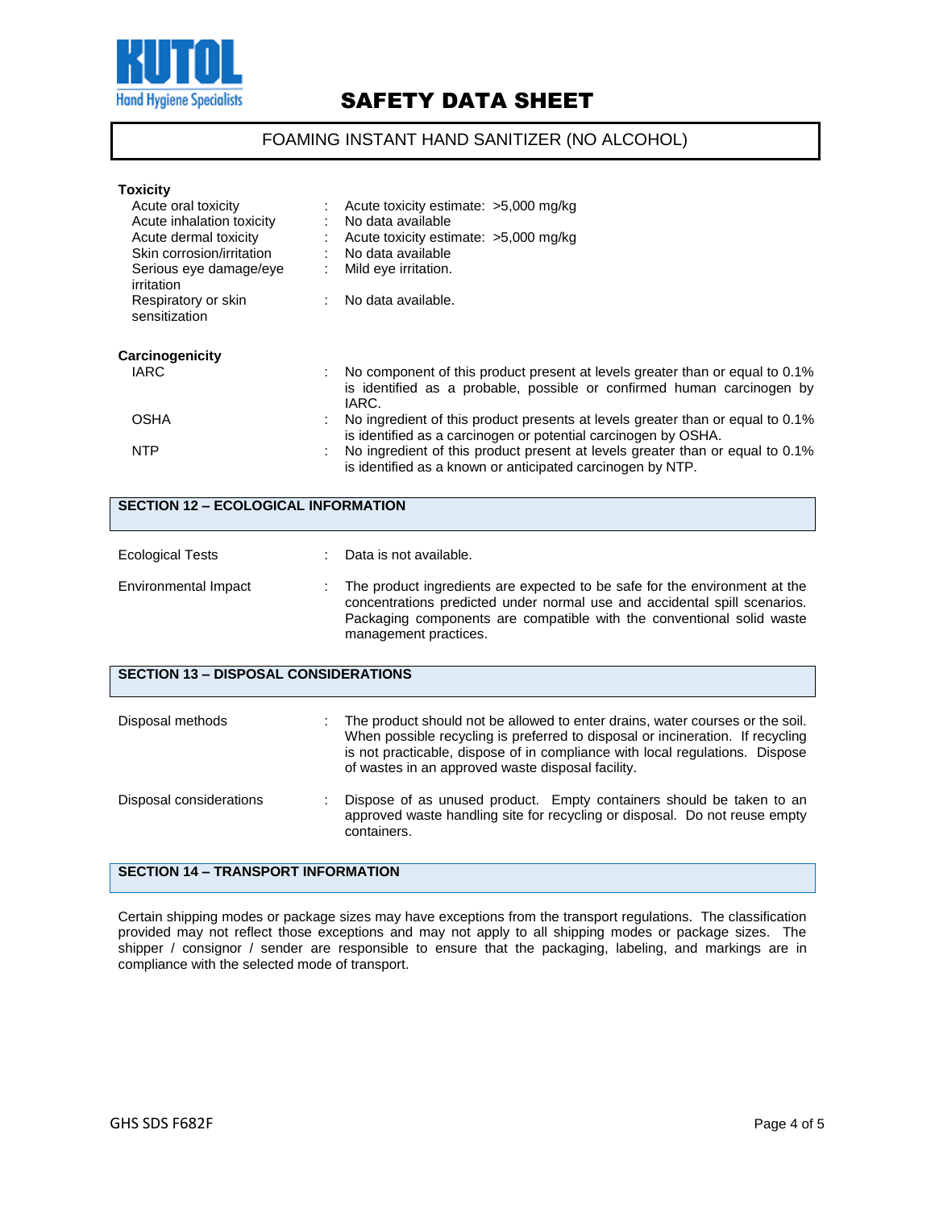**Toxicity**

| | | |
|---|---|---|
| Acute oral toxicity | : | Acute toxicity estimate: >5,000 mg/kg |
| Acute inhalation toxicity | : | No data available |
| Acute dermal toxicity | : | Acute toxicity estimate: >5,000 mg/kg |
| Skin corrosion/irritation | : | No data available |
| Serious eye damage/eye irritation | : | Mild eye irritation. |
| Respiratory or skin sensitization | : | No data available. |

**Carcinogenicity**

| | | |
|---|---|---|
| IARC | : | No component of this product present at levels greater than or equal to 0.1% is identified as a probable, possible or confirmed human carcinogen by IARC. |
| OSHA | : | No ingredient of this product presents at levels greater than or equal to 0.1% is identified as a carcinogen or potential carcinogen by OSHA. |
| NTP | : | No ingredient of this product present at levels greater than or equal to 0.1% is identified as a known or anticipated carcinogen by NTP. |

## SECTION 12 – ECOLOGICAL INFORMATION

| | | |
|---|---|---|
| Ecological Tests | : | Data is not available. |
| Environmental Impact | : | The product ingredients are expected to be safe for the environment at the concentrations predicted under normal use and accidental spill scenarios. Packaging components are compatible with the conventional solid waste management practices. |

## SECTION 13 – DISPOSAL CONSIDERATIONS

| | | |
|---|---|---|
| Disposal methods | : | The product should not be allowed to enter drains, water courses or the soil. When possible recycling is preferred to disposal or incineration. If recycling is not practicable, dispose of in compliance with local regulations. Dispose of wastes in an approved waste disposal facility. |
| Disposal considerations | : | Dispose of as unused product. Empty containers should be taken to an approved waste handling site for recycling or disposal. Do not reuse empty containers. |

## SECTION 14 – TRANSPORT INFORMATION

Certain shipping modes or package sizes may have exceptions from the transport regulations. The classification provided may not reflect those exceptions and may not apply to all shipping modes or package sizes. The shipper / consignor / sender are responsible to ensure that the packaging, labeling, and markings are in compliance with the selected mode of transport.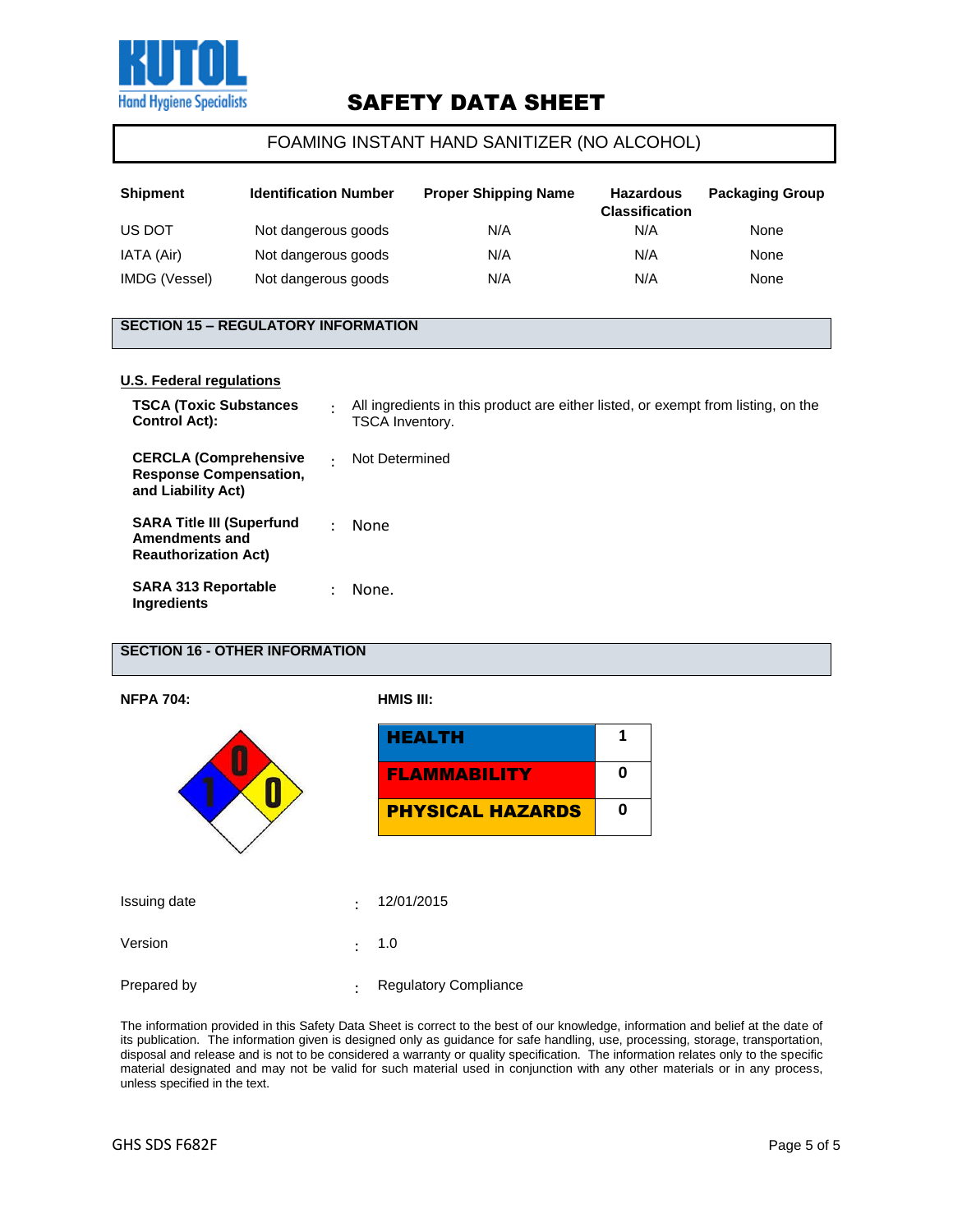# SAFETY DATA SHEET

## FOAMING INSTANT HAND SANITIZER (NO ALCOHOL)

| Shipment | Identification Number | Proper Shipping Name | Hazardous Classification | Packaging Group |
|---|---|---|---|---|
| US DOT | Not dangerous goods | N/A | N/A | None |
| IATA (Air) | Not dangerous goods | N/A | N/A | None |
| IMDG (Vessel) | Not dangerous goods | N/A | N/A | None |

## SECTION 15 – REGULATORY INFORMATION

**U.S. Federal regulations**

| | | |
|---|---|---|
| **TSCA (Toxic Substances Control Act):** | : | All ingredients in this product are either listed, or exempt from listing, on the TSCA Inventory. |
| **CERCLA (Comprehensive Response Compensation, and Liability Act)** | : | Not Determined |
| **SARA Title III (Superfund Amendments and Reauthorization Act)** | : | None |
| **SARA 313 Reportable Ingredients** | : | None. |

## SECTION 16 - OTHER INFORMATION

**NFPA 704:**

Health: 1
Flammability: 0
Instability: 0

**HMIS III:**

| | |
|---|---|
| HEALTH | 1 |
| FLAMMABILITY | 0 |
| PHYSICAL HAZARDS | 0 |

| | | |
|---|---|---|
| Issuing date | : | 12/01/2015 |
| Version | : | 1.0 |
| Prepared by | : | Regulatory Compliance |

The information provided in this Safety Data Sheet is correct to the best of our knowledge, information and belief at the date of its publication. The information given is designed only as guidance for safe handling, use, processing, storage, transportation, disposal and release and is not to be considered a warranty or quality specification. The information relates only to the specific material designated and may not be valid for such material used in conjunction with any other materials or in any process, unless specified in the text.

GHS SDS F682F